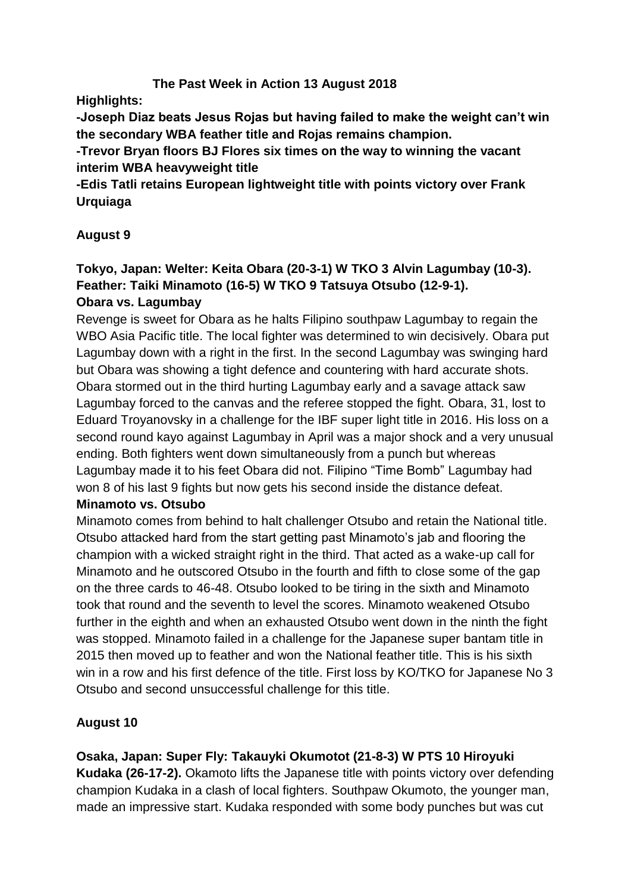# The Past Week in Action 13 August 2018

**Highlights:**

**-Joseph Diaz beats Jesus Rojas but having failed to make the weight can't win the secondary WBA feather title and Rojas remains champion.**

**-Trevor Bryan floors BJ Flores six times on the way to winning the vacant interim WBA heavyweight title**

**-Edis Tatli retains European lightweight title with points victory over Frank Urquiaga**

## August 9

### Tokyo, Japan: Welter: Keita Obara (20-3-1) W TKO 3 Alvin Lagumbay (10-3). Feather: Taiki Minamoto (16-5) W TKO 9 Tatsuya Otsubo (12-9-1).

**Obara vs. Lagumbay**

Revenge is sweet for Obara as he halts Filipino southpaw Lagumbay to regain the WBO Asia Pacific title. The local fighter was determined to win decisively. Obara put Lagumbay down with a right in the first. In the second Lagumbay was swinging hard but Obara was showing a tight defence and countering with hard accurate shots. Obara stormed out in the third hurting Lagumbay early and a savage attack saw Lagumbay forced to the canvas and the referee stopped the fight. Obara, 31, lost to Eduard Troyanovsky in a challenge for the IBF super light title in 2016. His loss on a second round kayo against Lagumbay in April was a major shock and a very unusual ending. Both fighters went down simultaneously from a punch but whereas Lagumbay made it to his feet Obara did not. Filipino "Time Bomb" Lagumbay had won 8 of his last 9 fights but now gets his second inside the distance defeat.

**Minamoto vs. Otsubo**

Minamoto comes from behind to halt challenger Otsubo and retain the National title. Otsubo attacked hard from the start getting past Minamoto's jab and flooring the champion with a wicked straight right in the third. That acted as a wake-up call for Minamoto and he outscored Otsubo in the fourth and fifth to close some of the gap on the three cards to 46-48. Otsubo looked to be tiring in the sixth and Minamoto took that round and the seventh to level the scores. Minamoto weakened Otsubo further in the eighth and when an exhausted Otsubo went down in the ninth the fight was stopped. Minamoto failed in a challenge for the Japanese super bantam title in 2015 then moved up to feather and won the National feather title. This is his sixth win in a row and his first defence of the title. First loss by KO/TKO for Japanese No 3 Otsubo and second unsuccessful challenge for this title.

## August 10

**Osaka, Japan: Super Fly: Takauyki Okumotot (21-8-3) W PTS 10 Hiroyuki Kudaka (26-17-2).** Okamoto lifts the Japanese title with points victory over defending champion Kudaka in a clash of local fighters. Southpaw Okumoto, the younger man, made an impressive start. Kudaka responded with some body punches but was cut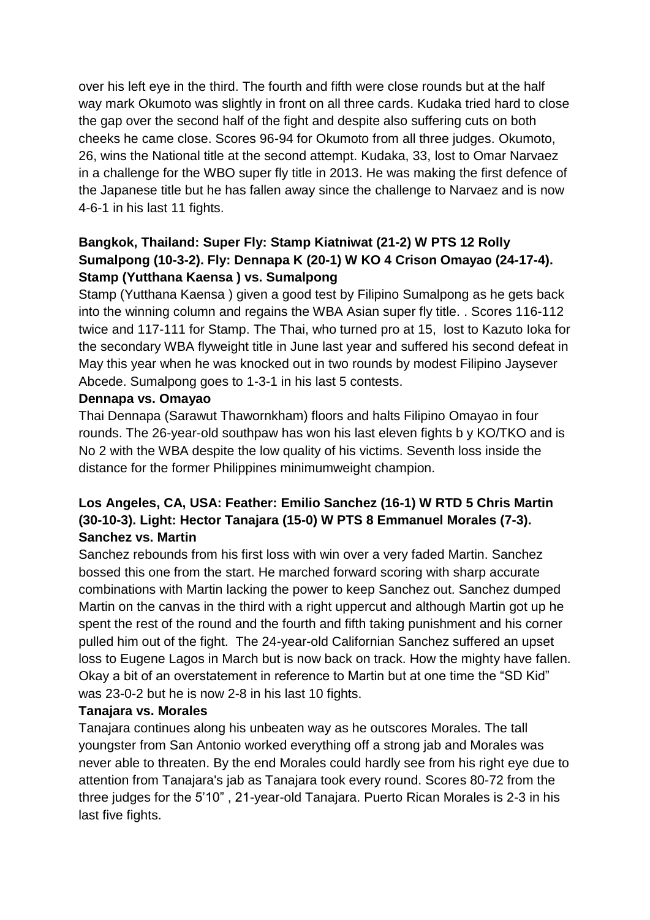over his left eye in the third. The fourth and fifth were close rounds but at the half way mark Okumoto was slightly in front on all three cards. Kudaka tried hard to close the gap over the second half of the fight and despite also suffering cuts on both cheeks he came close. Scores 96-94 for Okumoto from all three judges. Okumoto, 26, wins the National title at the second attempt. Kudaka, 33, lost to Omar Narvaez in a challenge for the WBO super fly title in 2013. He was making the first defence of the Japanese title but he has fallen away since the challenge to Narvaez and is now 4-6-1 in his last 11 fights.

**Bangkok, Thailand: Super Fly: Stamp Kiatniwat (21-2) W PTS 12 Rolly Sumalpong (10-3-2). Fly: Dennapa K (20-1) W KO 4 Crison Omayao (24-17-4).**
**Stamp (Yutthana Kaensa ) vs. Sumalpong**

Stamp (Yutthana Kaensa ) given a good test by Filipino Sumalpong as he gets back into the winning column and regains the WBA Asian super fly title. . Scores 116-112 twice and 117-111 for Stamp. The Thai, who turned pro at 15, lost to Kazuto Ioka for the secondary WBA flyweight title in June last year and suffered his second defeat in May this year when he was knocked out in two rounds by modest Filipino Jaysever Abcede. Sumalpong goes to 1-3-1 in his last 5 contests.

**Dennapa vs. Omayao**

Thai Dennapa (Sarawut Thawornkham) floors and halts Filipino Omayao in four rounds. The 26-year-old southpaw has won his last eleven fights b y KO/TKO and is No 2 with the WBA despite the low quality of his victims. Seventh loss inside the distance for the former Philippines minimumweight champion.

**Los Angeles, CA, USA: Feather: Emilio Sanchez (16-1) W RTD 5 Chris Martin (30-10-3). Light: Hector Tanajara (15-0) W PTS 8 Emmanuel Morales (7-3).**
**Sanchez vs. Martin**

Sanchez rebounds from his first loss with win over a very faded Martin. Sanchez bossed this one from the start. He marched forward scoring with sharp accurate combinations with Martin lacking the power to keep Sanchez out. Sanchez dumped Martin on the canvas in the third with a right uppercut and although Martin got up he spent the rest of the round and the fourth and fifth taking punishment and his corner pulled him out of the fight. The 24-year-old Californian Sanchez suffered an upset loss to Eugene Lagos in March but is now back on track. How the mighty have fallen. Okay a bit of an overstatement in reference to Martin but at one time the "SD Kid" was 23-0-2 but he is now 2-8 in his last 10 fights.

**Tanajara vs. Morales**

Tanajara continues along his unbeaten way as he outscores Morales. The tall youngster from San Antonio worked everything off a strong jab and Morales was never able to threaten. By the end Morales could hardly see from his right eye due to attention from Tanajara's jab as Tanajara took every round. Scores 80-72 from the three judges for the 5'10" , 21-year-old Tanajara. Puerto Rican Morales is 2-3 in his last five fights.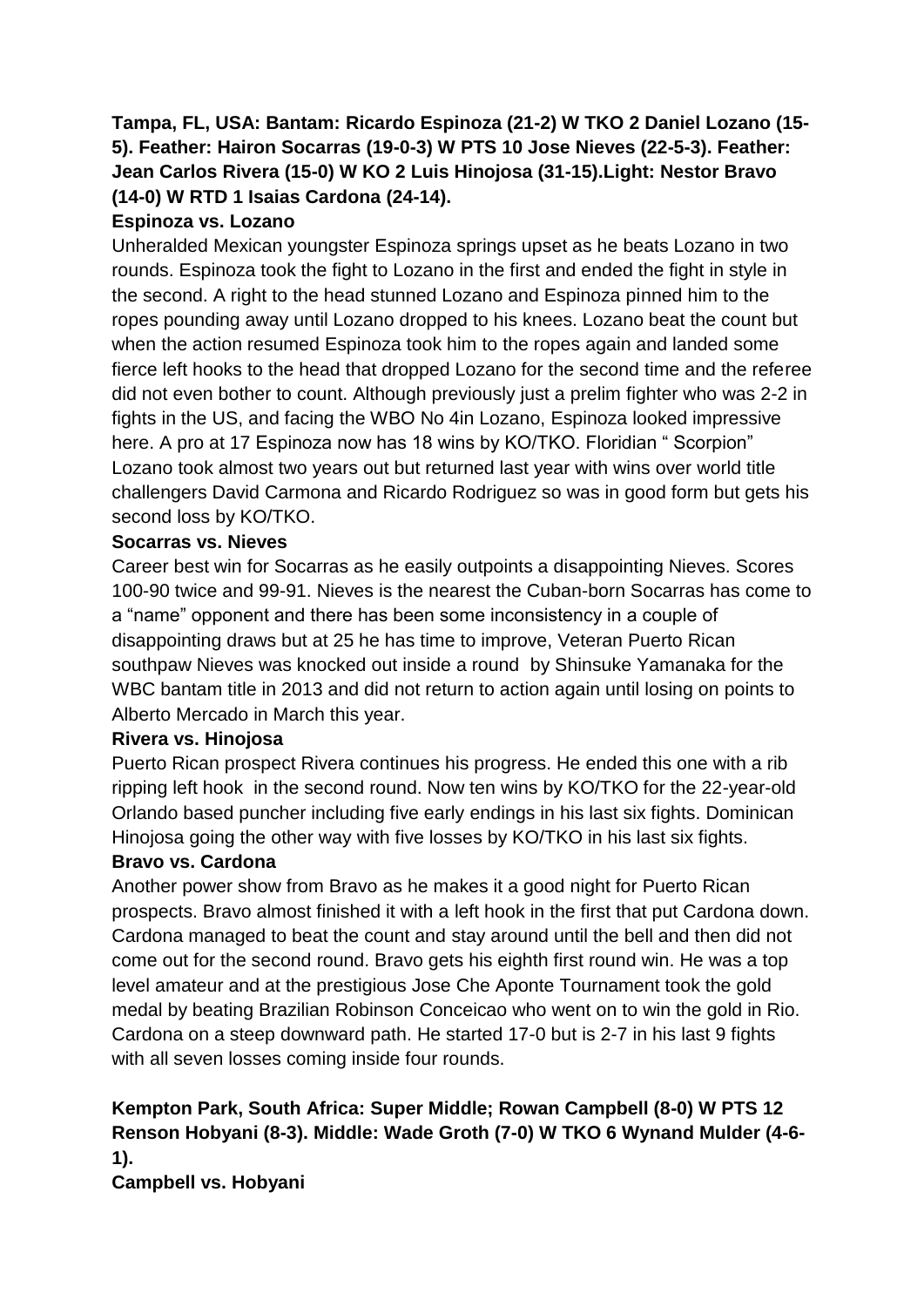**Tampa, FL, USA: Bantam: Ricardo Espinoza (21-2) W TKO 2 Daniel Lozano (15-5). Feather: Hairon Socarras (19-0-3) W PTS 10 Jose Nieves (22-5-3). Feather: Jean Carlos Rivera (15-0) W KO 2 Luis Hinojosa (31-15).Light: Nestor Bravo (14-0) W RTD 1 Isaias Cardona (24-14).**

**Espinoza vs. Lozano**

Unheralded Mexican youngster Espinoza springs upset as he beats Lozano in two rounds. Espinoza took the fight to Lozano in the first and ended the fight in style in the second. A right to the head stunned Lozano and Espinoza pinned him to the ropes pounding away until Lozano dropped to his knees. Lozano beat the count but when the action resumed Espinoza took him to the ropes again and landed some fierce left hooks to the head that dropped Lozano for the second time and the referee did not even bother to count. Although previously just a prelim fighter who was 2-2 in fights in the US, and facing the WBO No 4in Lozano, Espinoza looked impressive here. A pro at 17 Espinoza now has 18 wins by KO/TKO. Floridian " Scorpion" Lozano took almost two years out but returned last year with wins over world title challengers David Carmona and Ricardo Rodriguez so was in good form but gets his second loss by KO/TKO.

**Socarras vs. Nieves**

Career best win for Socarras as he easily outpoints a disappointing Nieves. Scores 100-90 twice and 99-91. Nieves is the nearest the Cuban-born Socarras has come to a "name" opponent and there has been some inconsistency in a couple of disappointing draws but at 25 he has time to improve, Veteran Puerto Rican southpaw Nieves was knocked out inside a round by Shinsuke Yamanaka for the WBC bantam title in 2013 and did not return to action again until losing on points to Alberto Mercado in March this year.

**Rivera vs. Hinojosa**

Puerto Rican prospect Rivera continues his progress. He ended this one with a rib ripping left hook in the second round. Now ten wins by KO/TKO for the 22-year-old Orlando based puncher including five early endings in his last six fights. Dominican Hinojosa going the other way with five losses by KO/TKO in his last six fights.

**Bravo vs. Cardona**

Another power show from Bravo as he makes it a good night for Puerto Rican prospects. Bravo almost finished it with a left hook in the first that put Cardona down. Cardona managed to beat the count and stay around until the bell and then did not come out for the second round. Bravo gets his eighth first round win. He was a top level amateur and at the prestigious Jose Che Aponte Tournament took the gold medal by beating Brazilian Robinson Conceicao who went on to win the gold in Rio. Cardona on a steep downward path. He started 17-0 but is 2-7 in his last 9 fights with all seven losses coming inside four rounds.

**Kempton Park, South Africa: Super Middle; Rowan Campbell (8-0) W PTS 12 Renson Hobyani (8-3). Middle: Wade Groth (7-0) W TKO 6 Wynand Mulder (4-6-1).**

**Campbell vs. Hobyani**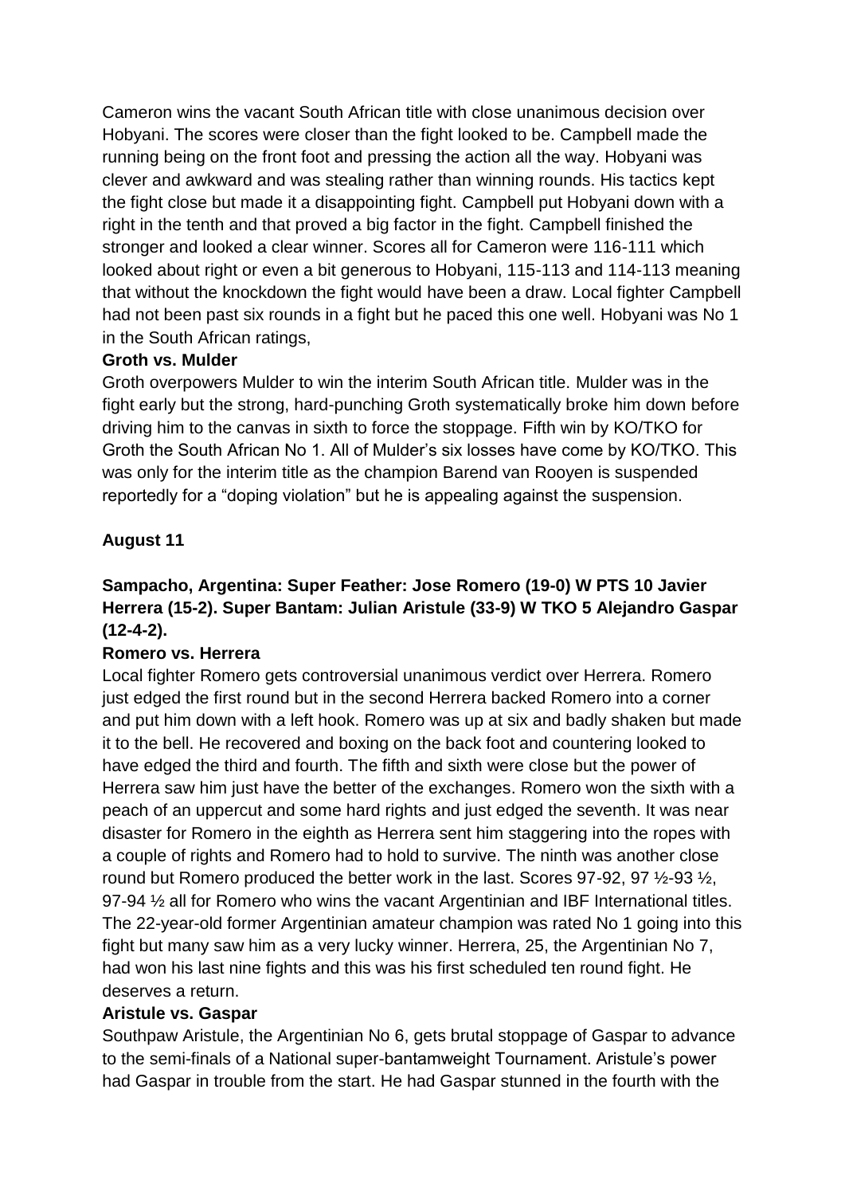Cameron wins the vacant South African title with close unanimous decision over Hobyani. The scores were closer than the fight looked to be. Campbell made the running being on the front foot and pressing the action all the way. Hobyani was clever and awkward and was stealing rather than winning rounds. His tactics kept the fight close but made it a disappointing fight. Campbell put Hobyani down with a right in the tenth and that proved a big factor in the fight. Campbell finished the stronger and looked a clear winner. Scores all for Cameron were 116-111 which looked about right or even a bit generous to Hobyani, 115-113 and 114-113 meaning that without the knockdown the fight would have been a draw. Local fighter Campbell had not been past six rounds in a fight but he paced this one well. Hobyani was No 1 in the South African ratings,

**Groth vs. Mulder**

Groth overpowers Mulder to win the interim South African title. Mulder was in the fight early but the strong, hard-punching Groth systematically broke him down before driving him to the canvas in sixth to force the stoppage. Fifth win by KO/TKO for Groth the South African No 1. All of Mulder's six losses have come by KO/TKO. This was only for the interim title as the champion Barend van Rooyen is suspended reportedly for a "doping violation" but he is appealing against the suspension.

**August 11**

**Sampacho, Argentina: Super Feather: Jose Romero (19-0) W PTS 10 Javier Herrera (15-2). Super Bantam: Julian Aristule (33-9) W TKO 5 Alejandro Gaspar (12-4-2).**

**Romero vs. Herrera**

Local fighter Romero gets controversial unanimous verdict over Herrera. Romero just edged the first round but in the second Herrera backed Romero into a corner and put him down with a left hook. Romero was up at six and badly shaken but made it to the bell. He recovered and boxing on the back foot and countering looked to have edged the third and fourth. The fifth and sixth were close but the power of Herrera saw him just have the better of the exchanges. Romero won the sixth with a peach of an uppercut and some hard rights and just edged the seventh. It was near disaster for Romero in the eighth as Herrera sent him staggering into the ropes with a couple of rights and Romero had to hold to survive. The ninth was another close round but Romero produced the better work in the last. Scores 97-92, 97 ½-93 ½, 97-94 ½ all for Romero who wins the vacant Argentinian and IBF International titles. The 22-year-old former Argentinian amateur champion was rated No 1 going into this fight but many saw him as a very lucky winner. Herrera, 25, the Argentinian No 7, had won his last nine fights and this was his first scheduled ten round fight. He deserves a return.

**Aristule vs. Gaspar**

Southpaw Aristule, the Argentinian No 6, gets brutal stoppage of Gaspar to advance to the semi-finals of a National super-bantamweight Tournament. Aristule's power had Gaspar in trouble from the start. He had Gaspar stunned in the fourth with the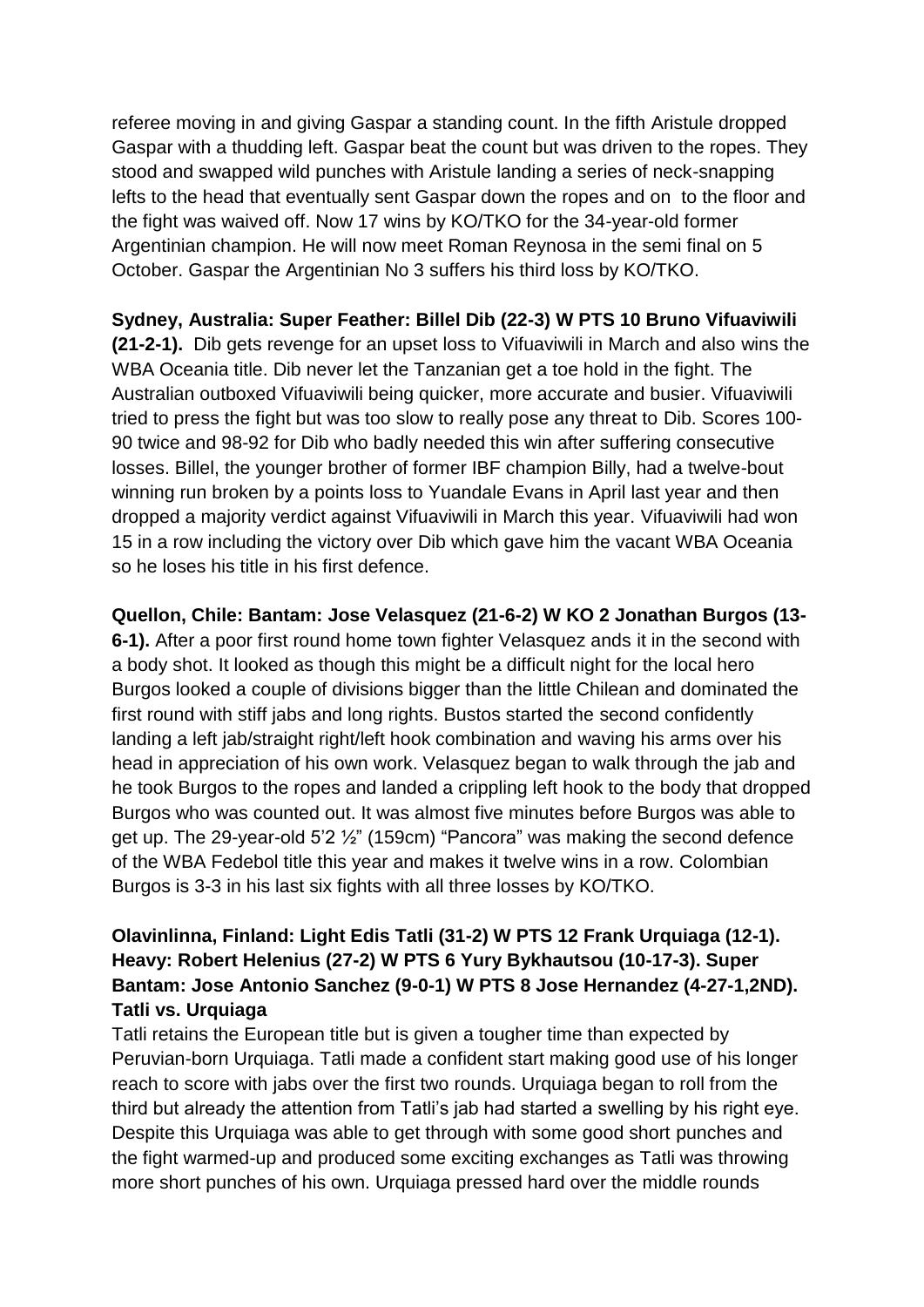referee moving in and giving Gaspar a standing count. In the fifth Aristule dropped Gaspar with a thudding left. Gaspar beat the count but was driven to the ropes. They stood and swapped wild punches with Aristule landing a series of neck-snapping lefts to the head that eventually sent Gaspar down the ropes and on to the floor and the fight was waived off. Now 17 wins by KO/TKO for the 34-year-old former Argentinian champion. He will now meet Roman Reynosa in the semi final on 5 October. Gaspar the Argentinian No 3 suffers his third loss by KO/TKO.

**Sydney, Australia: Super Feather: Billel Dib (22-3) W PTS 10 Bruno Vifuaviwili (21-2-1).** Dib gets revenge for an upset loss to Vifuaviwili in March and also wins the WBA Oceania title. Dib never let the Tanzanian get a toe hold in the fight. The Australian outboxed Vifuaviwili being quicker, more accurate and busier. Vifuaviwili tried to press the fight but was too slow to really pose any threat to Dib. Scores 100-90 twice and 98-92 for Dib who badly needed this win after suffering consecutive losses. Billel, the younger brother of former IBF champion Billy, had a twelve-bout winning run broken by a points loss to Yuandale Evans in April last year and then dropped a majority verdict against Vifuaviwili in March this year. Vifuaviwili had won 15 in a row including the victory over Dib which gave him the vacant WBA Oceania so he loses his title in his first defence.

**Quellon, Chile: Bantam: Jose Velasquez (21-6-2) W KO 2 Jonathan Burgos (13-6-1).** After a poor first round home town fighter Velasquez ands it in the second with a body shot. It looked as though this might be a difficult night for the local hero Burgos looked a couple of divisions bigger than the little Chilean and dominated the first round with stiff jabs and long rights. Bustos started the second confidently landing a left jab/straight right/left hook combination and waving his arms over his head in appreciation of his own work. Velasquez began to walk through the jab and he took Burgos to the ropes and landed a crippling left hook to the body that dropped Burgos who was counted out. It was almost five minutes before Burgos was able to get up. The 29-year-old 5'2 ½" (159cm) "Pancora" was making the second defence of the WBA Fedebol title this year and makes it twelve wins in a row. Colombian Burgos is 3-3 in his last six fights with all three losses by KO/TKO.

**Olavinlinna, Finland: Light Edis Tatli (31-2) W PTS 12 Frank Urquiaga (12-1). Heavy: Robert Helenius (27-2) W PTS 6 Yury Bykhautsou (10-17-3). Super Bantam: Jose Antonio Sanchez (9-0-1) W PTS 8 Jose Hernandez (4-27-1,2ND).**

**Tatli vs. Urquiaga**

Tatli retains the European title but is given a tougher time than expected by Peruvian-born Urquiaga. Tatli made a confident start making good use of his longer reach to score with jabs over the first two rounds. Urquiaga began to roll from the third but already the attention from Tatli's jab had started a swelling by his right eye. Despite this Urquiaga was able to get through with some good short punches and the fight warmed-up and produced some exciting exchanges as Tatli was throwing more short punches of his own. Urquiaga pressed hard over the middle rounds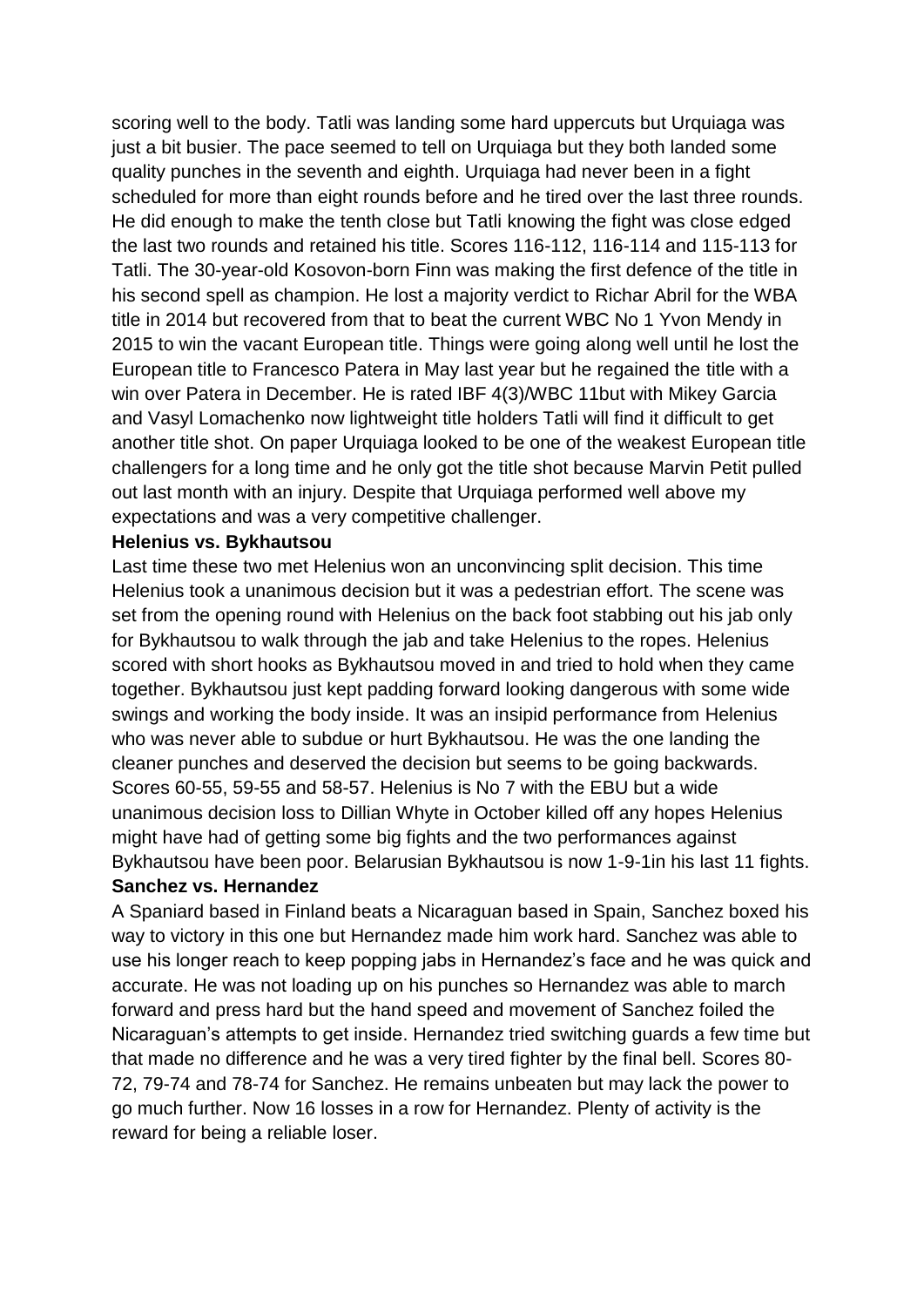scoring well to the body. Tatli was landing some hard uppercuts but Urquiaga was just a bit busier. The pace seemed to tell on Urquiaga but they both landed some quality punches in the seventh and eighth. Urquiaga had never been in a fight scheduled for more than eight rounds before and he tired over the last three rounds. He did enough to make the tenth close but Tatli knowing the fight was close edged the last two rounds and retained his title. Scores 116-112, 116-114 and 115-113 for Tatli. The 30-year-old Kosovon-born Finn was making the first defence of the title in his second spell as champion. He lost a majority verdict to Richar Abril for the WBA title in 2014 but recovered from that to beat the current WBC No 1 Yvon Mendy in 2015 to win the vacant European title. Things were going along well until he lost the European title to Francesco Patera in May last year but he regained the title with a win over Patera in December. He is rated IBF 4(3)/WBC 11but with Mikey Garcia and Vasyl Lomachenko now lightweight title holders Tatli will find it difficult to get another title shot. On paper Urquiaga looked to be one of the weakest European title challengers for a long time and he only got the title shot because Marvin Petit pulled out last month with an injury. Despite that Urquiaga performed well above my expectations and was a very competitive challenger.

**Helenius vs. Bykhautsou**

Last time these two met Helenius won an unconvincing split decision. This time Helenius took a unanimous decision but it was a pedestrian effort. The scene was set from the opening round with Helenius on the back foot stabbing out his jab only for Bykhautsou to walk through the jab and take Helenius to the ropes. Helenius scored with short hooks as Bykhautsou moved in and tried to hold when they came together. Bykhautsou just kept padding forward looking dangerous with some wide swings and working the body inside. It was an insipid performance from Helenius who was never able to subdue or hurt Bykhautsou. He was the one landing the cleaner punches and deserved the decision but seems to be going backwards. Scores 60-55, 59-55 and 58-57. Helenius is No 7 with the EBU but a wide unanimous decision loss to Dillian Whyte in October killed off any hopes Helenius might have had of getting some big fights and the two performances against Bykhautsou have been poor. Belarusian Bykhautsou is now 1-9-1in his last 11 fights.

**Sanchez vs. Hernandez**

A Spaniard based in Finland beats a Nicaraguan based in Spain, Sanchez boxed his way to victory in this one but Hernandez made him work hard. Sanchez was able to use his longer reach to keep popping jabs in Hernandez's face and he was quick and accurate. He was not loading up on his punches so Hernandez was able to march forward and press hard but the hand speed and movement of Sanchez foiled the Nicaraguan's attempts to get inside. Hernandez tried switching guards a few time but that made no difference and he was a very tired fighter by the final bell. Scores 80-72, 79-74 and 78-74 for Sanchez. He remains unbeaten but may lack the power to go much further. Now 16 losses in a row for Hernandez. Plenty of activity is the reward for being a reliable loser.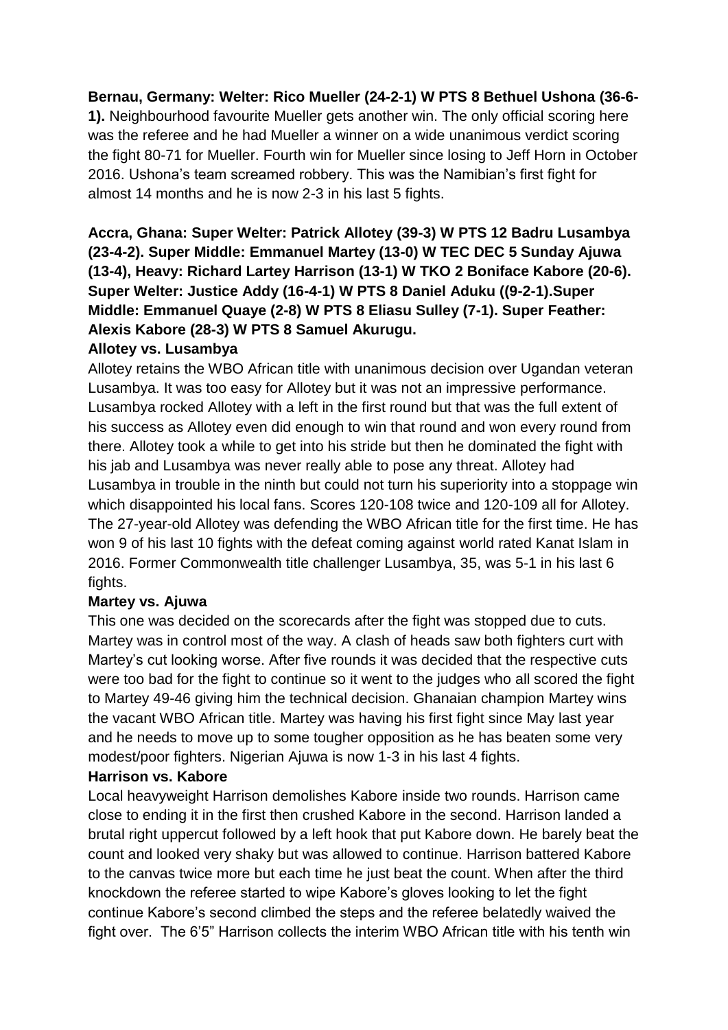**Bernau, Germany: Welter: Rico Mueller (24-2-1) W PTS 8 Bethuel Ushona (36-6-1).** Neighbourhood favourite Mueller gets another win. The only official scoring here was the referee and he had Mueller a winner on a wide unanimous verdict scoring the fight 80-71 for Mueller. Fourth win for Mueller since losing to Jeff Horn in October 2016. Ushona's team screamed robbery. This was the Namibian's first fight for almost 14 months and he is now 2-3 in his last 5 fights.

**Accra, Ghana: Super Welter: Patrick Allotey (39-3) W PTS 12 Badru Lusambya (23-4-2). Super Middle: Emmanuel Martey (13-0) W TEC DEC 5 Sunday Ajuwa (13-4), Heavy: Richard Lartey Harrison (13-1) W TKO 2 Boniface Kabore (20-6). Super Welter: Justice Addy (16-4-1) W PTS 8 Daniel Aduku ((9-2-1).Super Middle: Emmanuel Quaye (2-8) W PTS 8 Eliasu Sulley (7-1). Super Feather: Alexis Kabore (28-3) W PTS 8 Samuel Akurugu.**

**Allotey vs. Lusambya**

Allotey retains the WBO African title with unanimous decision over Ugandan veteran Lusambya. It was too easy for Allotey but it was not an impressive performance. Lusambya rocked Allotey with a left in the first round but that was the full extent of his success as Allotey even did enough to win that round and won every round from there. Allotey took a while to get into his stride but then he dominated the fight with his jab and Lusambya was never really able to pose any threat. Allotey had Lusambya in trouble in the ninth but could not turn his superiority into a stoppage win which disappointed his local fans. Scores 120-108 twice and 120-109 all for Allotey. The 27-year-old Allotey was defending the WBO African title for the first time. He has won 9 of his last 10 fights with the defeat coming against world rated Kanat Islam in 2016. Former Commonwealth title challenger Lusambya, 35, was 5-1 in his last 6 fights.

**Martey vs. Ajuwa**

This one was decided on the scorecards after the fight was stopped due to cuts. Martey was in control most of the way. A clash of heads saw both fighters curt with Martey's cut looking worse. After five rounds it was decided that the respective cuts were too bad for the fight to continue so it went to the judges who all scored the fight to Martey 49-46 giving him the technical decision. Ghanaian champion Martey wins the vacant WBO African title. Martey was having his first fight since May last year and he needs to move up to some tougher opposition as he has beaten some very modest/poor fighters. Nigerian Ajuwa is now 1-3 in his last 4 fights.

**Harrison vs. Kabore**

Local heavyweight Harrison demolishes Kabore inside two rounds. Harrison came close to ending it in the first then crushed Kabore in the second. Harrison landed a brutal right uppercut followed by a left hook that put Kabore down. He barely beat the count and looked very shaky but was allowed to continue. Harrison battered Kabore to the canvas twice more but each time he just beat the count. When after the third knockdown the referee started to wipe Kabore's gloves looking to let the fight continue Kabore's second climbed the steps and the referee belatedly waived the fight over. The 6'5" Harrison collects the interim WBO African title with his tenth win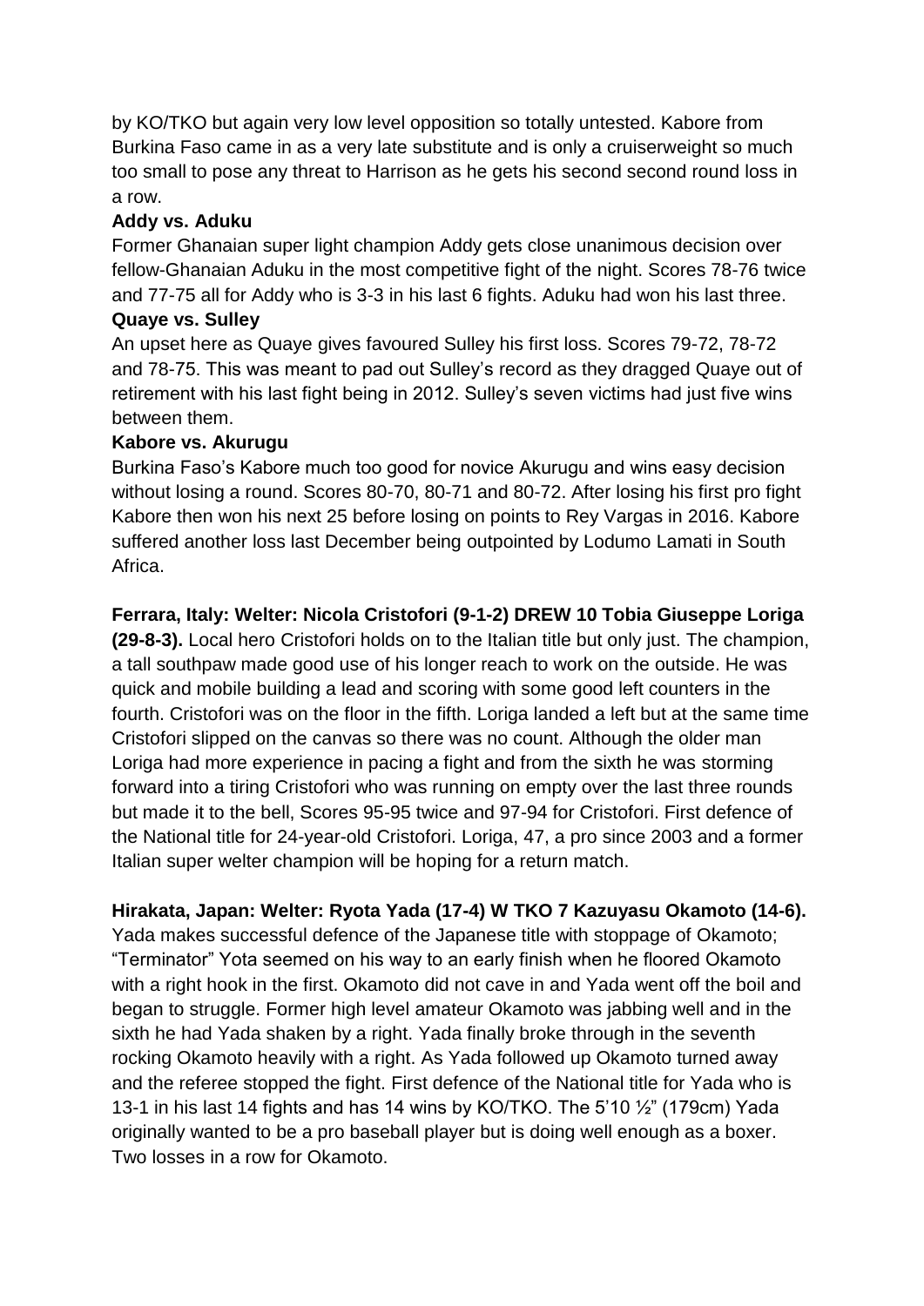by KO/TKO but again very low level opposition so totally untested. Kabore from Burkina Faso came in as a very late substitute and is only a cruiserweight so much too small to pose any threat to Harrison as he gets his second second round loss in a row.

**Addy vs. Aduku**

Former Ghanaian super light champion Addy gets close unanimous decision over fellow-Ghanaian Aduku in the most competitive fight of the night. Scores 78-76 twice and 77-75 all for Addy who is 3-3 in his last 6 fights. Aduku had won his last three.

**Quaye vs. Sulley**

An upset here as Quaye gives favoured Sulley his first loss. Scores 79-72, 78-72 and 78-75. This was meant to pad out Sulley's record as they dragged Quaye out of retirement with his last fight being in 2012. Sulley's seven victims had just five wins between them.

**Kabore vs. Akurugu**

Burkina Faso's Kabore much too good for novice Akurugu and wins easy decision without losing a round. Scores 80-70, 80-71 and 80-72. After losing his first pro fight Kabore then won his next 25 before losing on points to Rey Vargas in 2016. Kabore suffered another loss last December being outpointed by Lodumo Lamati in South Africa.

**Ferrara, Italy: Welter: Nicola Cristofori (9-1-2) DREW 10 Tobia Giuseppe Loriga (29-8-3).** Local hero Cristofori holds on to the Italian title but only just. The champion, a tall southpaw made good use of his longer reach to work on the outside. He was quick and mobile building a lead and scoring with some good left counters in the fourth. Cristofori was on the floor in the fifth. Loriga landed a left but at the same time Cristofori slipped on the canvas so there was no count. Although the older man Loriga had more experience in pacing a fight and from the sixth he was storming forward into a tiring Cristofori who was running on empty over the last three rounds but made it to the bell, Scores 95-95 twice and 97-94 for Cristofori. First defence of the National title for 24-year-old Cristofori. Loriga, 47, a pro since 2003 and a former Italian super welter champion will be hoping for a return match.

**Hirakata, Japan: Welter: Ryota Yada (17-4) W TKO 7 Kazuyasu Okamoto (14-6).** Yada makes successful defence of the Japanese title with stoppage of Okamoto; "Terminator" Yota seemed on his way to an early finish when he floored Okamoto with a right hook in the first. Okamoto did not cave in and Yada went off the boil and began to struggle. Former high level amateur Okamoto was jabbing well and in the sixth he had Yada shaken by a right. Yada finally broke through in the seventh rocking Okamoto heavily with a right. As Yada followed up Okamoto turned away and the referee stopped the fight. First defence of the National title for Yada who is 13-1 in his last 14 fights and has 14 wins by KO/TKO. The 5'10 ½" (179cm) Yada originally wanted to be a pro baseball player but is doing well enough as a boxer. Two losses in a row for Okamoto.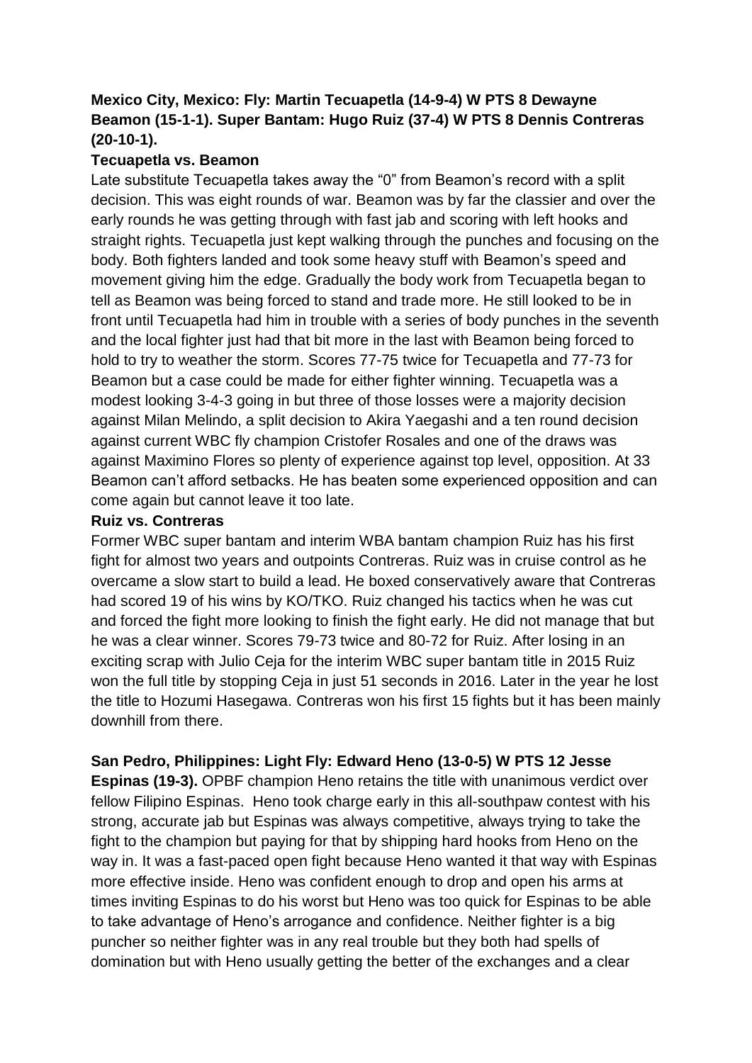**Mexico City, Mexico: Fly: Martin Tecuapetla (14-9-4) W PTS 8 Dewayne Beamon (15-1-1). Super Bantam: Hugo Ruiz (37-4) W PTS 8 Dennis Contreras (20-10-1).**

**Tecuapetla vs. Beamon**

Late substitute Tecuapetla takes away the "0" from Beamon's record with a split decision. This was eight rounds of war. Beamon was by far the classier and over the early rounds he was getting through with fast jab and scoring with left hooks and straight rights. Tecuapetla just kept walking through the punches and focusing on the body. Both fighters landed and took some heavy stuff with Beamon's speed and movement giving him the edge. Gradually the body work from Tecuapetla began to tell as Beamon was being forced to stand and trade more. He still looked to be in front until Tecuapetla had him in trouble with a series of body punches in the seventh and the local fighter just had that bit more in the last with Beamon being forced to hold to try to weather the storm. Scores 77-75 twice for Tecuapetla and 77-73 for Beamon but a case could be made for either fighter winning. Tecuapetla was a modest looking 3-4-3 going in but three of those losses were a majority decision against Milan Melindo, a split decision to Akira Yaegashi and a ten round decision against current WBC fly champion Cristofer Rosales and one of the draws was against Maximino Flores so plenty of experience against top level, opposition. At 33 Beamon can't afford setbacks. He has beaten some experienced opposition and can come again but cannot leave it too late.

**Ruiz vs. Contreras**

Former WBC super bantam and interim WBA bantam champion Ruiz has his first fight for almost two years and outpoints Contreras. Ruiz was in cruise control as he overcame a slow start to build a lead. He boxed conservatively aware that Contreras had scored 19 of his wins by KO/TKO. Ruiz changed his tactics when he was cut and forced the fight more looking to finish the fight early. He did not manage that but he was a clear winner. Scores 79-73 twice and 80-72 for Ruiz. After losing in an exciting scrap with Julio Ceja for the interim WBC super bantam title in 2015 Ruiz won the full title by stopping Ceja in just 51 seconds in 2016. Later in the year he lost the title to Hozumi Hasegawa. Contreras won his first 15 fights but it has been mainly downhill from there.

**San Pedro, Philippines: Light Fly: Edward Heno (13-0-5) W PTS 12 Jesse Espinas (19-3).** OPBF champion Heno retains the title with unanimous verdict over fellow Filipino Espinas. Heno took charge early in this all-southpaw contest with his strong, accurate jab but Espinas was always competitive, always trying to take the fight to the champion but paying for that by shipping hard hooks from Heno on the way in. It was a fast-paced open fight because Heno wanted it that way with Espinas more effective inside. Heno was confident enough to drop and open his arms at times inviting Espinas to do his worst but Heno was too quick for Espinas to be able to take advantage of Heno's arrogance and confidence. Neither fighter is a big puncher so neither fighter was in any real trouble but they both had spells of domination but with Heno usually getting the better of the exchanges and a clear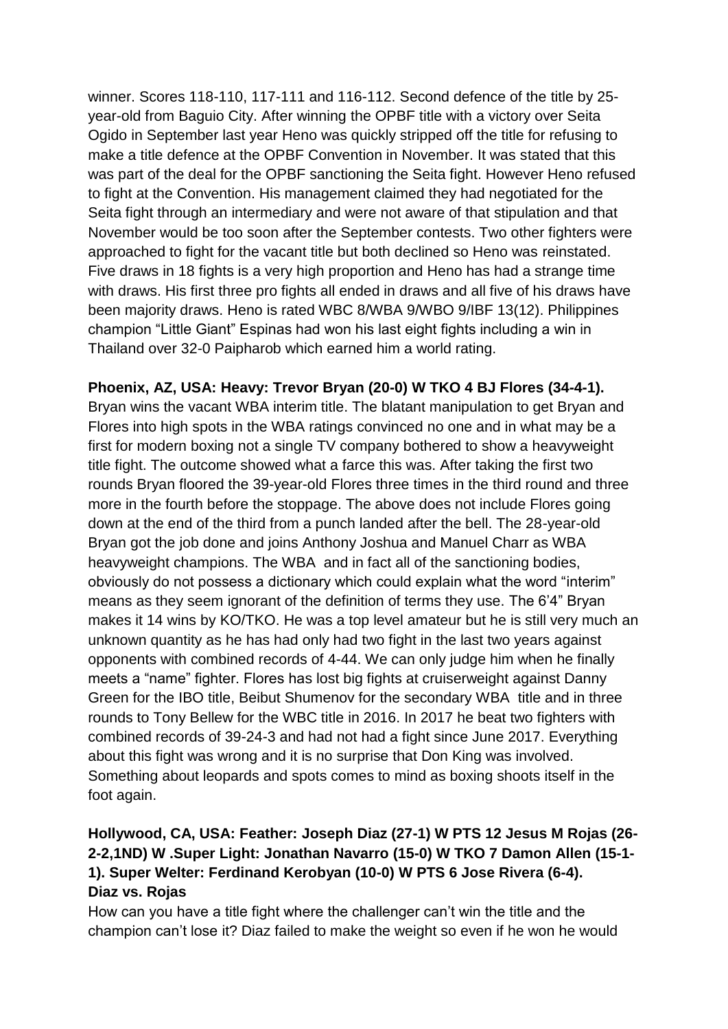winner. Scores 118-110, 117-111 and 116-112. Second defence of the title by 25-year-old from Baguio City. After winning the OPBF title with a victory over Seita Ogido in September last year Heno was quickly stripped off the title for refusing to make a title defence at the OPBF Convention in November. It was stated that this was part of the deal for the OPBF sanctioning the Seita fight. However Heno refused to fight at the Convention. His management claimed they had negotiated for the Seita fight through an intermediary and were not aware of that stipulation and that November would be too soon after the September contests. Two other fighters were approached to fight for the vacant title but both declined so Heno was reinstated. Five draws in 18 fights is a very high proportion and Heno has had a strange time with draws. His first three pro fights all ended in draws and all five of his draws have been majority draws. Heno is rated WBC 8/WBA 9/WBO 9/IBF 13(12). Philippines champion "Little Giant" Espinas had won his last eight fights including a win in Thailand over 32-0 Paipharob which earned him a world rating.

**Phoenix, AZ, USA: Heavy: Trevor Bryan (20-0) W TKO 4 BJ Flores (34-4-1).**
Bryan wins the vacant WBA interim title. The blatant manipulation to get Bryan and Flores into high spots in the WBA ratings convinced no one and in what may be a first for modern boxing not a single TV company bothered to show a heavyweight title fight. The outcome showed what a farce this was. After taking the first two rounds Bryan floored the 39-year-old Flores three times in the third round and three more in the fourth before the stoppage. The above does not include Flores going down at the end of the third from a punch landed after the bell. The 28-year-old Bryan got the job done and joins Anthony Joshua and Manuel Charr as WBA heavyweight champions. The WBA and in fact all of the sanctioning bodies, obviously do not possess a dictionary which could explain what the word "interim" means as they seem ignorant of the definition of terms they use. The 6'4" Bryan makes it 14 wins by KO/TKO. He was a top level amateur but he is still very much an unknown quantity as he has had only had two fight in the last two years against opponents with combined records of 4-44. We can only judge him when he finally meets a "name" fighter. Flores has lost big fights at cruiserweight against Danny Green for the IBO title, Beibut Shumenov for the secondary WBA title and in three rounds to Tony Bellew for the WBC title in 2016. In 2017 he beat two fighters with combined records of 39-24-3 and had not had a fight since June 2017. Everything about this fight was wrong and it is no surprise that Don King was involved. Something about leopards and spots comes to mind as boxing shoots itself in the foot again.

**Hollywood, CA, USA: Feather: Joseph Diaz (27-1) W PTS 12 Jesus M Rojas (26-2-2,1ND) W .Super Light: Jonathan Navarro (15-0) W TKO 7 Damon Allen (15-1-1). Super Welter: Ferdinand Kerobyan (10-0) W PTS 6 Jose Rivera (6-4).**
**Diaz vs. Rojas**
How can you have a title fight where the challenger can't win the title and the champion can't lose it? Diaz failed to make the weight so even if he won he would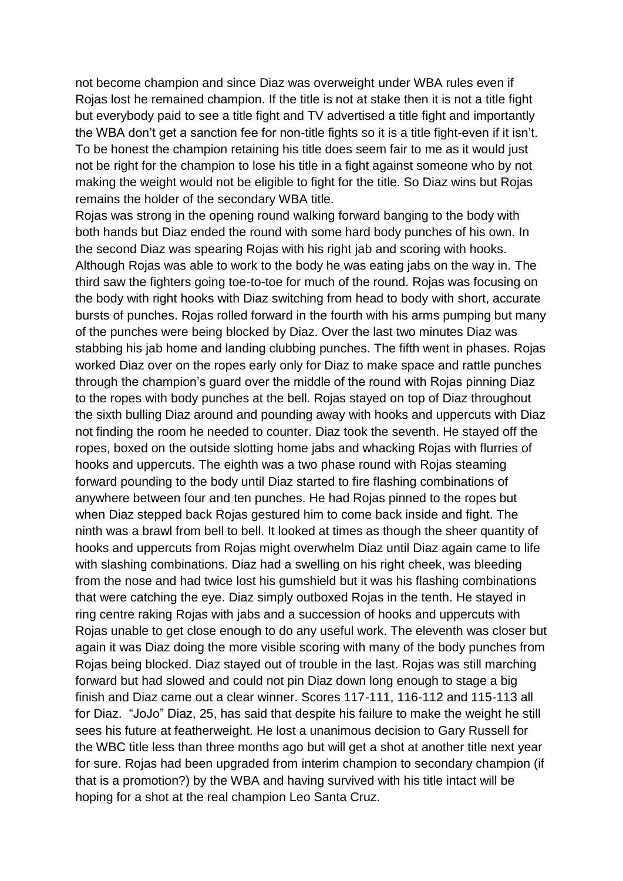not become champion and since Diaz was overweight under WBA rules even if Rojas lost he remained champion. If the title is not at stake then it is not a title fight but everybody paid to see a title fight and TV advertised a title fight and importantly the WBA don't get a sanction fee for non-title fights so it is a title fight-even if it isn't. To be honest the champion retaining his title does seem fair to me as it would just not be right for the champion to lose his title in a fight against someone who by not making the weight would not be eligible to fight for the title. So Diaz wins but Rojas remains the holder of the secondary WBA title.

Rojas was strong in the opening round walking forward banging to the body with both hands but Diaz ended the round with some hard body punches of his own. In the second Diaz was spearing Rojas with his right jab and scoring with hooks. Although Rojas was able to work to the body he was eating jabs on the way in. The third saw the fighters going toe-to-toe for much of the round. Rojas was focusing on the body with right hooks with Diaz switching from head to body with short, accurate bursts of punches. Rojas rolled forward in the fourth with his arms pumping but many of the punches were being blocked by Diaz. Over the last two minutes Diaz was stabbing his jab home and landing clubbing punches. The fifth went in phases. Rojas worked Diaz over on the ropes early only for Diaz to make space and rattle punches through the champion's guard over the middle of the round with Rojas pinning Diaz to the ropes with body punches at the bell. Rojas stayed on top of Diaz throughout the sixth bulling Diaz around and pounding away with hooks and uppercuts with Diaz not finding the room he needed to counter. Diaz took the seventh. He stayed off the ropes, boxed on the outside slotting home jabs and whacking Rojas with flurries of hooks and uppercuts. The eighth was a two phase round with Rojas steaming forward pounding to the body until Diaz started to fire flashing combinations of anywhere between four and ten punches. He had Rojas pinned to the ropes but when Diaz stepped back Rojas gestured him to come back inside and fight. The ninth was a brawl from bell to bell. It looked at times as though the sheer quantity of hooks and uppercuts from Rojas might overwhelm Diaz until Diaz again came to life with slashing combinations. Diaz had a swelling on his right cheek, was bleeding from the nose and had twice lost his gumshield but it was his flashing combinations that were catching the eye. Diaz simply outboxed Rojas in the tenth. He stayed in ring centre raking Rojas with jabs and a succession of hooks and uppercuts with Rojas unable to get close enough to do any useful work. The eleventh was closer but again it was Diaz doing the more visible scoring with many of the body punches from Rojas being blocked. Diaz stayed out of trouble in the last. Rojas was still marching forward but had slowed and could not pin Diaz down long enough to stage a big finish and Diaz came out a clear winner. Scores 117-111, 116-112 and 115-113 all for Diaz. "JoJo" Diaz, 25, has said that despite his failure to make the weight he still sees his future at featherweight. He lost a unanimous decision to Gary Russell for the WBC title less than three months ago but will get a shot at another title next year for sure. Rojas had been upgraded from interim champion to secondary champion (if that is a promotion?) by the WBA and having survived with his title intact will be hoping for a shot at the real champion Leo Santa Cruz.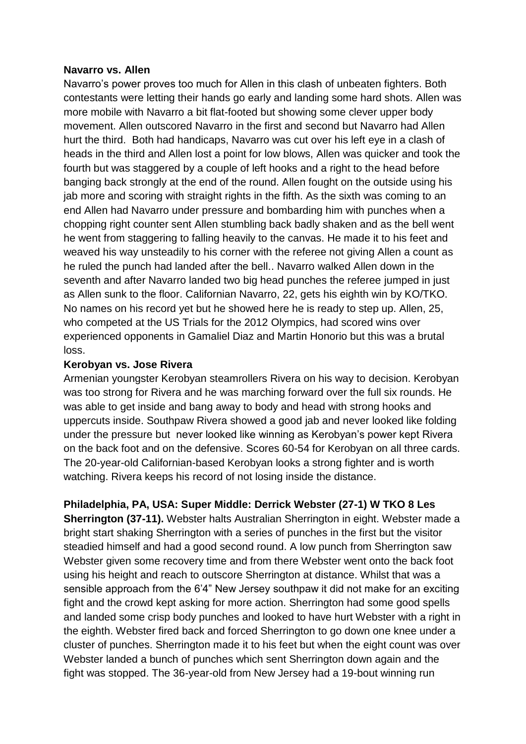**Navarro vs. Allen**

Navarro's power proves too much for Allen in this clash of unbeaten fighters. Both contestants were letting their hands go early and landing some hard shots. Allen was more mobile with Navarro a bit flat-footed but showing some clever upper body movement. Allen outscored Navarro in the first and second but Navarro had Allen hurt the third. Both had handicaps, Navarro was cut over his left eye in a clash of heads in the third and Allen lost a point for low blows, Allen was quicker and took the fourth but was staggered by a couple of left hooks and a right to the head before banging back strongly at the end of the round. Allen fought on the outside using his jab more and scoring with straight rights in the fifth. As the sixth was coming to an end Allen had Navarro under pressure and bombarding him with punches when a chopping right counter sent Allen stumbling back badly shaken and as the bell went he went from staggering to falling heavily to the canvas. He made it to his feet and weaved his way unsteadily to his corner with the referee not giving Allen a count as he ruled the punch had landed after the bell.. Navarro walked Allen down in the seventh and after Navarro landed two big head punches the referee jumped in just as Allen sunk to the floor. Californian Navarro, 22, gets his eighth win by KO/TKO. No names on his record yet but he showed here he is ready to step up. Allen, 25, who competed at the US Trials for the 2012 Olympics, had scored wins over experienced opponents in Gamaliel Diaz and Martin Honorio but this was a brutal loss.

**Kerobyan vs. Jose Rivera**

Armenian youngster Kerobyan steamrollers Rivera on his way to decision. Kerobyan was too strong for Rivera and he was marching forward over the full six rounds. He was able to get inside and bang away to body and head with strong hooks and uppercuts inside. Southpaw Rivera showed a good jab and never looked like folding under the pressure but never looked like winning as Kerobyan's power kept Rivera on the back foot and on the defensive. Scores 60-54 for Kerobyan on all three cards. The 20-year-old Californian-based Kerobyan looks a strong fighter and is worth watching. Rivera keeps his record of not losing inside the distance.

**Philadelphia, PA, USA: Super Middle: Derrick Webster (27-1) W TKO 8 Les Sherrington (37-11).** Webster halts Australian Sherrington in eight. Webster made a bright start shaking Sherrington with a series of punches in the first but the visitor steadied himself and had a good second round. A low punch from Sherrington saw Webster given some recovery time and from there Webster went onto the back foot using his height and reach to outscore Sherrington at distance. Whilst that was a sensible approach from the 6'4" New Jersey southpaw it did not make for an exciting fight and the crowd kept asking for more action. Sherrington had some good spells and landed some crisp body punches and looked to have hurt Webster with a right in the eighth. Webster fired back and forced Sherrington to go down one knee under a cluster of punches. Sherrington made it to his feet but when the eight count was over Webster landed a bunch of punches which sent Sherrington down again and the fight was stopped. The 36-year-old from New Jersey had a 19-bout winning run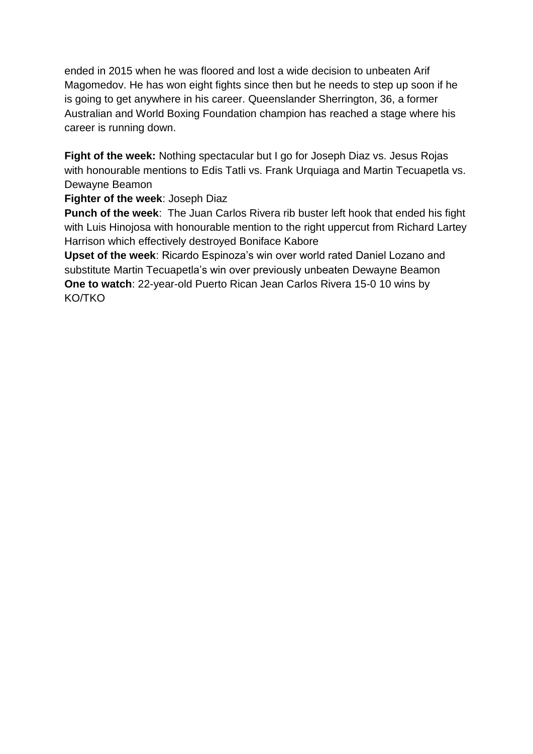ended in 2015 when he was floored and lost a wide decision to unbeaten Arif Magomedov. He has won eight fights since then but he needs to step up soon if he is going to get anywhere in his career. Queenslander Sherrington, 36, a former Australian and World Boxing Foundation champion has reached a stage where his career is running down.

**Fight of the week:** Nothing spectacular but I go for Joseph Diaz vs. Jesus Rojas with honourable mentions to Edis Tatli vs. Frank Urquiaga and Martin Tecuapetla vs. Dewayne Beamon

**Fighter of the week**: Joseph Diaz

**Punch of the week**: The Juan Carlos Rivera rib buster left hook that ended his fight with Luis Hinojosa with honourable mention to the right uppercut from Richard Lartey Harrison which effectively destroyed Boniface Kabore

**Upset of the week**: Ricardo Espinoza's win over world rated Daniel Lozano and substitute Martin Tecuapetla's win over previously unbeaten Dewayne Beamon

**One to watch**: 22-year-old Puerto Rican Jean Carlos Rivera 15-0 10 wins by KO/TKO